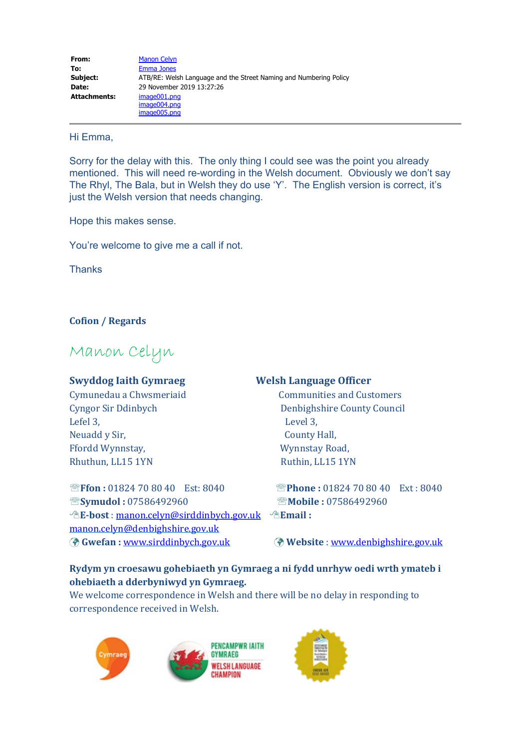**From:** Manon Celyn
**To:** Emma Jones
**Subject:** ATB/RE: Welsh Language and the Street Naming and Numbering Policy
**Date:** 29 November 2019 13:27:26
**Attachments:** image001.png
image004.png
image005.png

---

Hi Emma,

Sorry for the delay with this. The only thing I could see was the point you already mentioned. This will need re-wording in the Welsh document. Obviously we don't say The Rhyl, The Bala, but in Welsh they do use 'Y'. The English version is correct, it's just the Welsh version that needs changing.

Hope this makes sense.

You're welcome to give me a call if not.

Thanks

**Cofion / Regards**

Manon Celyn

**Swyddog Iaith Gymraeg**
Cymunedau a Chwsmeriaid
Cyngor Sir Ddinbych
Lefel 3,
Neuadd y Sir,
Ffordd Wynnstay,
Rhuthun, LL15 1YN

**Welsh Language Officer**
Communities and Customers
Denbighshire County Council
Level 3,
County Hall,
Wynnstay Road,
Ruthin, LL15 1YN

**Ffon :** 01824 70 80 40 Est: 8040
**Symudol :** 07586492960
**E-bost** : manon.celyn@sirddinbych.gov.uk
**Gwefan :** www.sirddinbych.gov.uk

**Phone :** 01824 70 80 40 Ext : 8040
**Mobile :** 07586492960
**Email :** manon.celyn@denbighshire.gov.uk
**Website** : www.denbighshire.gov.uk

**Rydym yn croesawu gohebiaeth yn Gymraeg a ni fydd unrhyw oedi wrth ymateb i ohebiaeth a dderbyniwyd yn Gymraeg.**
We welcome correspondence in Welsh and there will be no delay in responding to correspondence received in Welsh.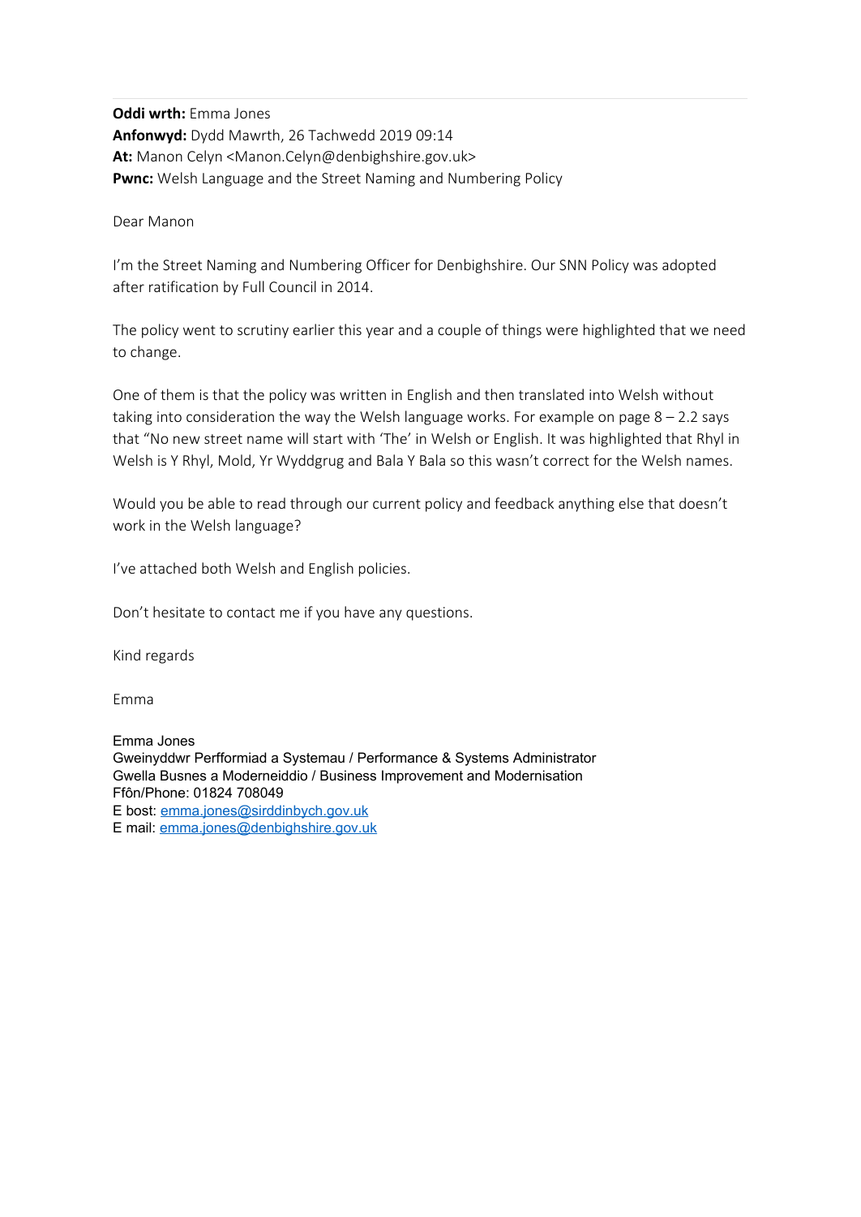**Oddi wrth:** Emma Jones
**Anfonwyd:** Dydd Mawrth, 26 Tachwedd 2019 09:14
**At:** Manon Celyn <Manon.Celyn@denbighshire.gov.uk>
**Pwnc:** Welsh Language and the Street Naming and Numbering Policy

Dear Manon

I'm the Street Naming and Numbering Officer for Denbighshire. Our SNN Policy was adopted after ratification by Full Council in 2014.

The policy went to scrutiny earlier this year and a couple of things were highlighted that we need to change.

One of them is that the policy was written in English and then translated into Welsh without taking into consideration the way the Welsh language works. For example on page 8 – 2.2 says that "No new street name will start with 'The' in Welsh or English. It was highlighted that Rhyl in Welsh is Y Rhyl, Mold, Yr Wyddgrug and Bala Y Bala so this wasn't correct for the Welsh names.

Would you be able to read through our current policy and feedback anything else that doesn't work in the Welsh language?

I've attached both Welsh and English policies.

Don't hesitate to contact me if you have any questions.

Kind regards

Emma

Emma Jones
Gweinyddwr Perfformiad a Systemau / Performance & Systems Administrator
Gwella Busnes a Moderneiddio / Business Improvement and Modernisation
Ffôn/Phone: 01824 708049
E bost: emma.jones@sirddinbych.gov.uk
E mail: emma.jones@denbighshire.gov.uk